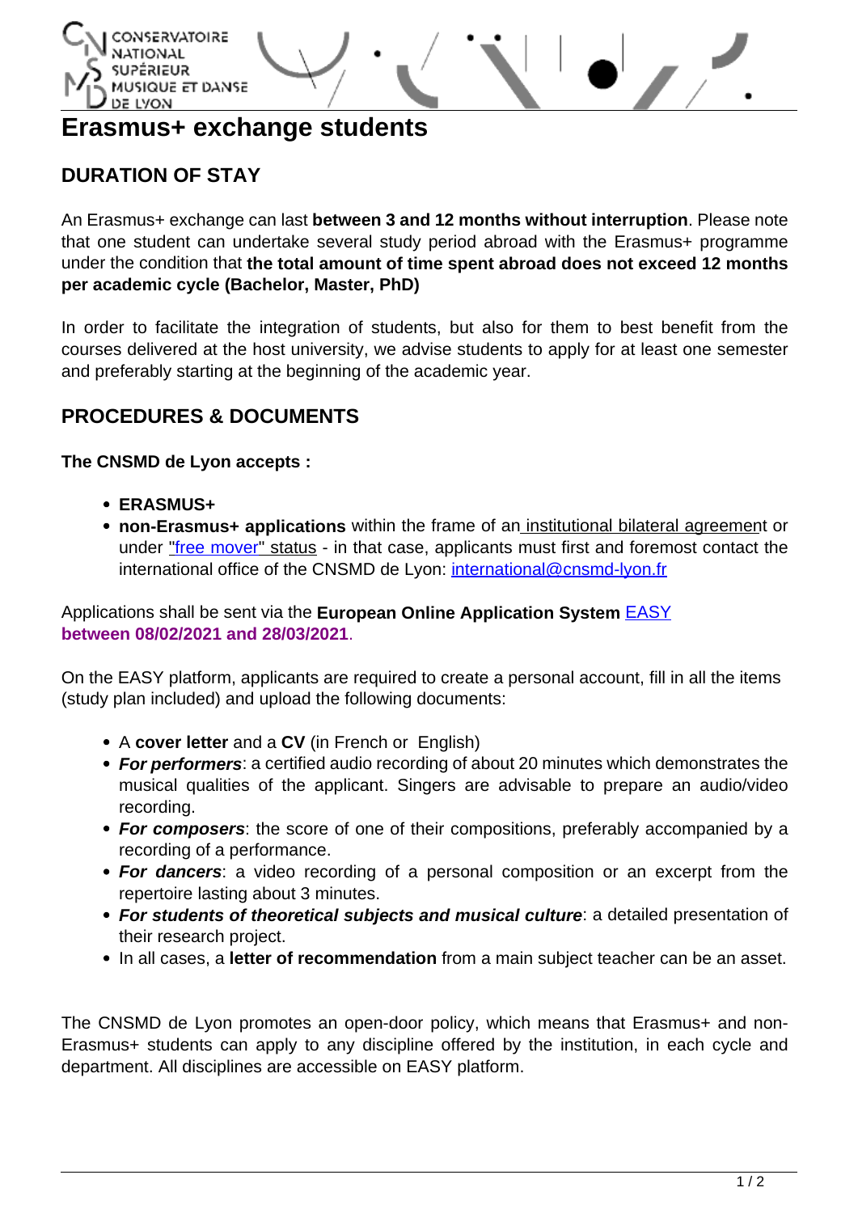# Erasmus+ exchange students

## DURATION OF STAY

An Erasmus+ exchange can last **between 3 and 12 months without interruption**. Please note that one student can undertake several study period abroad with the Erasmus+ programme under the condition that **the total amount of time spent abroad does not exceed 12 months per academic cycle (Bachelor, Master, PhD)**

In order to facilitate the integration of students, but also for them to best benefit from the courses delivered at the host university, we advise students to apply for at least one semester and preferably starting at the beginning of the academic year.

## PROCEDURES & DOCUMENTS

**The CNSMD de Lyon accepts :**

- **ERASMUS+**
- **non-Erasmus+ applications** within the frame of an institutional bilateral agreement or under "free mover" status - in that case, applicants must first and foremost contact the international office of the CNSMD de Lyon: international@cnsmd-lyon.fr

Applications shall be sent via the **European Online Application System** EASY
**between 08/02/2021 and 28/03/2021**.

On the EASY platform, applicants are required to create a personal account, fill in all the items (study plan included) and upload the following documents:

- A **cover letter** and a **CV** (in French or English)
- ***For performers***: a certified audio recording of about 20 minutes which demonstrates the musical qualities of the applicant. Singers are advisable to prepare an audio/video recording.
- ***For composers***: the score of one of their compositions, preferably accompanied by a recording of a performance.
- ***For dancers***: a video recording of a personal composition or an excerpt from the repertoire lasting about 3 minutes.
- ***For students of theoretical subjects and musical culture***: a detailed presentation of their research project.
- In all cases, a **letter of recommendation** from a main subject teacher can be an asset.

The CNSMD de Lyon promotes an open-door policy, which means that Erasmus+ and non-Erasmus+ students can apply to any discipline offered by the institution, in each cycle and department. All disciplines are accessible on EASY platform.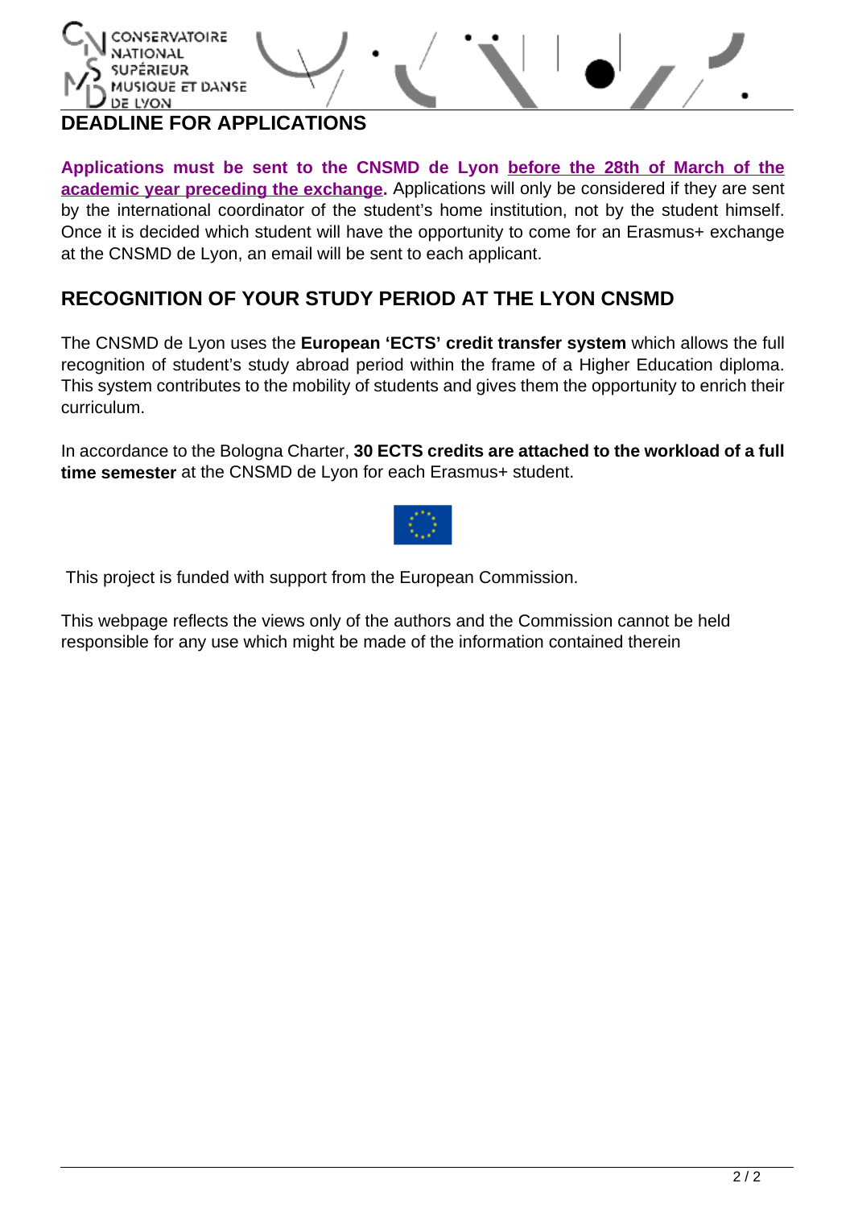## DEADLINE FOR APPLICATIONS

**Applications must be sent to the CNSMD de Lyon before the 28th of March of the academic year preceding the exchange.** Applications will only be considered if they are sent by the international coordinator of the student's home institution, not by the student himself. Once it is decided which student will have the opportunity to come for an Erasmus+ exchange at the CNSMD de Lyon, an email will be sent to each applicant.

## RECOGNITION OF YOUR STUDY PERIOD AT THE LYON CNSMD

The CNSMD de Lyon uses the **European 'ECTS' credit transfer system** which allows the full recognition of student's study abroad period within the frame of a Higher Education diploma. This system contributes to the mobility of students and gives them the opportunity to enrich their curriculum.

In accordance to the Bologna Charter, **30 ECTS credits are attached to the workload of a full time semester** at the CNSMD de Lyon for each Erasmus+ student.

This project is funded with support from the European Commission.

This webpage reflects the views only of the authors and the Commission cannot be held responsible for any use which might be made of the information contained therein